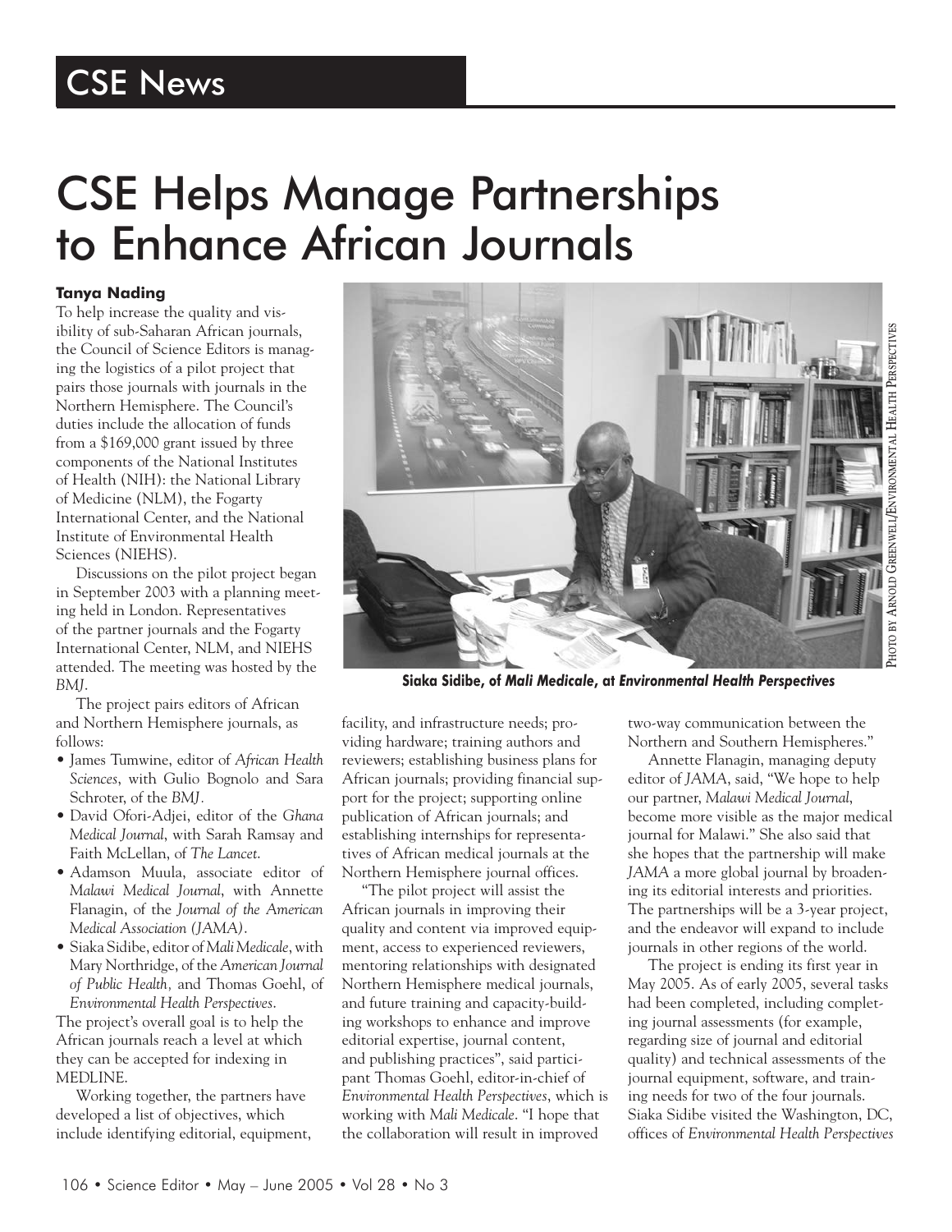# CSE News

# CSE Helps Manage Partnerships to Enhance African Journals

**Tanya Nading**

To help increase the quality and visibility of sub-Saharan African journals, the Council of Science Editors is managing the logistics of a pilot project that pairs those journals with journals in the Northern Hemisphere. The Council's duties include the allocation of funds from a $169,000 grant issued by three components of the National Institutes of Health (NIH): the National Library of Medicine (NLM), the Fogarty International Center, and the National Institute of Environmental Health Sciences (NIEHS).

Discussions on the pilot project began in September 2003 with a planning meeting held in London. Representatives of the partner journals and the Fogarty International Center, NLM, and NIEHS attended. The meeting was hosted by the *BMJ*.

The project pairs editors of African and Northern Hemisphere journals, as follows:

- James Tumwine, editor of *African Health Sciences*, with Gulio Bognolo and Sara Schroter, of the *BMJ*.
- David Ofori-Adjei, editor of the *Ghana Medical Journal*, with Sarah Ramsay and Faith McLellan, of *The Lancet*.
- Adamson Muula, associate editor of *Malawi Medical Journal*, with Annette Flanagin, of the *Journal of the American Medical Association (JAMA)*.
- Siaka Sidibe, editor of *Mali Medicale*, with Mary Northridge, of the *American Journal of Public Health*, and Thomas Goehl, of *Environmental Health Perspectives*.

The project's overall goal is to help the African journals reach a level at which they can be accepted for indexing in MEDLINE.

Working together, the partners have developed a list of objectives, which include identifying editorial, equipment, facility, and infrastructure needs; providing hardware; training authors and reviewers; establishing business plans for African journals; providing financial support for the project; supporting online publication of African journals; and establishing internships for representatives of African medical journals at the Northern Hemisphere journal offices.

"The pilot project will assist the African journals in improving their quality and content via improved equipment, access to experienced reviewers, mentoring relationships with designated Northern Hemisphere medical journals, and future training and capacity-building workshops to enhance and improve editorial expertise, journal content, and publishing practices", said participant Thomas Goehl, editor-in-chief of *Environmental Health Perspectives*, which is working with *Mali Medicale*. "I hope that the collaboration will result in improved two-way communication between the Northern and Southern Hemispheres."

**Siaka Sidibe, of *Mali Medicale*, at *Environmental Health Perspectives***

Photo by Arnold Greenwell/Environmental Health Perspectives

Annette Flanagin, managing deputy editor of *JAMA*, said, "We hope to help our partner, *Malawi Medical Journal*, become more visible as the major medical journal for Malawi." She also said that she hopes that the partnership will make *JAMA* a more global journal by broadening its editorial interests and priorities. The partnerships will be a 3-year project, and the endeavor will expand to include journals in other regions of the world.

The project is ending its first year in May 2005. As of early 2005, several tasks had been completed, including completing journal assessments (for example, regarding size of journal and editorial quality) and technical assessments of the journal equipment, software, and training needs for two of the four journals. Siaka Sidibe visited the Washington, DC, offices of *Environmental Health Perspectives*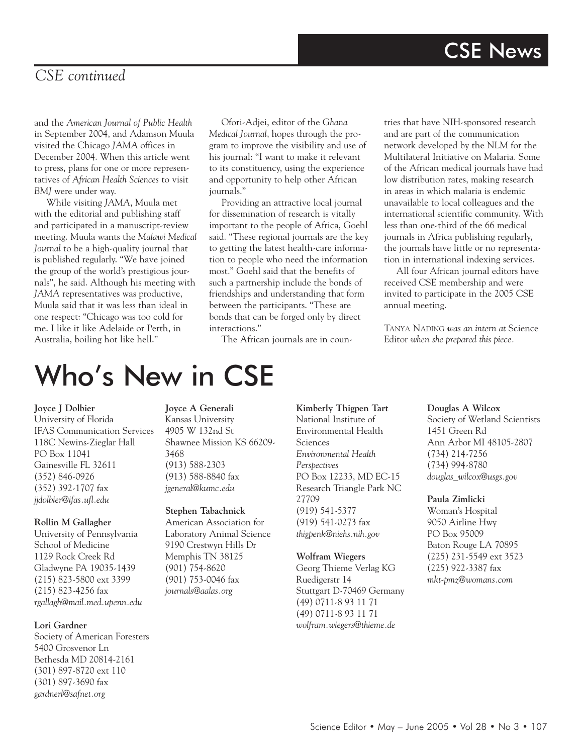## CSE continued

and the *American Journal of Public Health* in September 2004, and Adamson Muula visited the Chicago *JAMA* offices in December 2004. When this article went to press, plans for one or more representatives of *African Health Sciences* to visit *BMJ* were under way.

While visiting *JAMA*, Muula met with the editorial and publishing staff and participated in a manuscript-review meeting. Muula wants the *Malawi Medical Journal* to be a high-quality journal that is published regularly. "We have joined the group of the world's prestigious journals", he said. Although his meeting with *JAMA* representatives was productive, Muula said that it was less than ideal in one respect: "Chicago was too cold for me. I like it like Adelaide or Perth, in Australia, boiling hot like hell."

Ofori-Adjei, editor of the *Ghana Medical Journal*, hopes through the program to improve the visibility and use of his journal: "I want to make it relevant to its constituency, using the experience and opportunity to help other African journals."

Providing an attractive local journal for dissemination of research is vitally important to the people of Africa, Goehl said. "These regional journals are the key to getting the latest health-care information to people who need the information most." Goehl said that the benefits of such a partnership include the bonds of friendships and understanding that form between the participants. "These are bonds that can be forged only by direct interactions."

The African journals are in countries that have NIH-sponsored research and are part of the communication network developed by the NLM for the Multilateral Initiative on Malaria. Some of the African medical journals have had low distribution rates, making research in areas in which malaria is endemic unavailable to local colleagues and the international scientific community. With less than one-third of the 66 medical journals in Africa publishing regularly, the journals have little or no representation in international indexing services.

All four African journal editors have received CSE membership and were invited to participate in the 2005 CSE annual meeting.

TANYA NADING *was an intern at* Science Editor *when she prepared this piece.*

# Who's New in CSE

**Joyce J Dolbier**
University of Florida
IFAS Communication Services
118C Newins-Zieglar Hall
PO Box 11041
Gainesville FL 32611
(352) 846-0926
(352) 392-1707 fax
*jjdolbier@ifas.ufl.edu*

**Rollin M Gallagher**
University of Pennsylvania
School of Medicine
1129 Rock Creek Rd
Gladwyne PA 19035-1439
(215) 823-5800 ext 3399
(215) 823-4256 fax
*rgallagh@mail.med.upenn.edu*

**Lori Gardner**
Society of American Foresters
5400 Grosvenor Ln
Bethesda MD 20814-2161
(301) 897-8720 ext 110
(301) 897-3690 fax
*gardnerl@safnet.org*

**Joyce A Generali**
Kansas University
4905 W 132nd St
Shawnee Mission KS 66209-3468
(913) 588-2303
(913) 588-8840 fax
*jgeneral@kumc.edu*

**Stephen Tabachnick**
American Association for Laboratory Animal Science
9190 Crestwyn Hills Dr
Memphis TN 38125
(901) 754-8620
(901) 753-0046 fax
*journals@aalas.org*

**Kimberly Thigpen Tart**
National Institute of Environmental Health Sciences
*Environmental Health Perspectives*
PO Box 12233, MD EC-15
Research Triangle Park NC 27709
(919) 541-5377
(919) 541-0273 fax
*thigpenk@niehs.nih.gov*

**Wolfram Wiegers**
Georg Thieme Verlag KG
Ruedigerstr 14
Stuttgart D-70469 Germany
(49) 0711-8 93 11 71
(49) 0711-8 93 11 71
*wolfram.wiegers@thieme.de*

**Douglas A Wilcox**
Society of Wetland Scientists
1451 Green Rd
Ann Arbor MI 48105-2807
(734) 214-7256
(734) 994-8780
*douglas_wilcox@usgs.gov*

**Paula Zimlicki**
Woman's Hospital
9050 Airline Hwy
PO Box 95009
Baton Rouge LA 70895
(225) 231-5549 ext 3523
(225) 922-3387 fax
*mkt-pmz@womans.com*